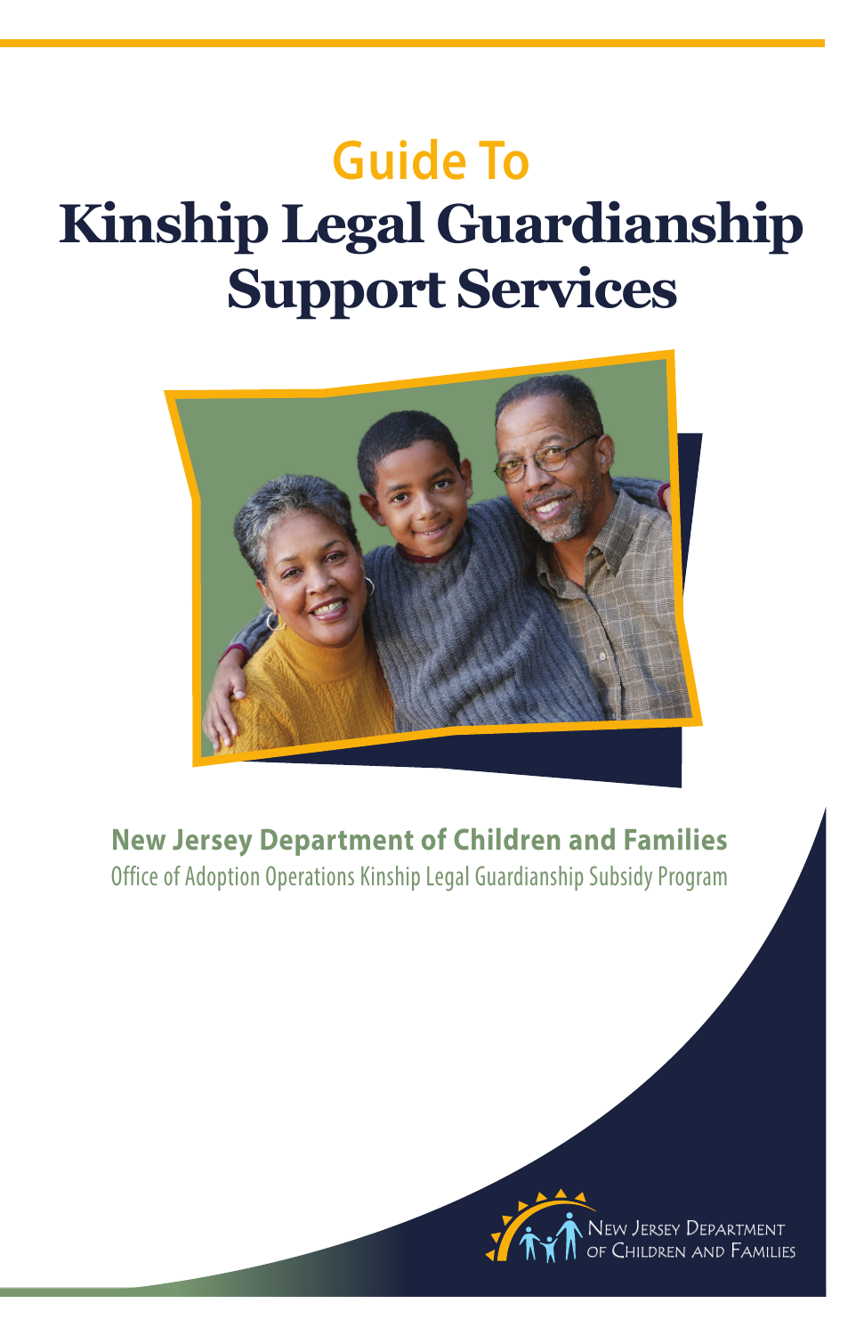## Guide To

# Kinship Legal Guardianship Support Services

**New Jersey Department of Children and Families**

Office of Adoption Operations Kinship Legal Guardianship Subsidy Program

New Jersey Department of Children and Families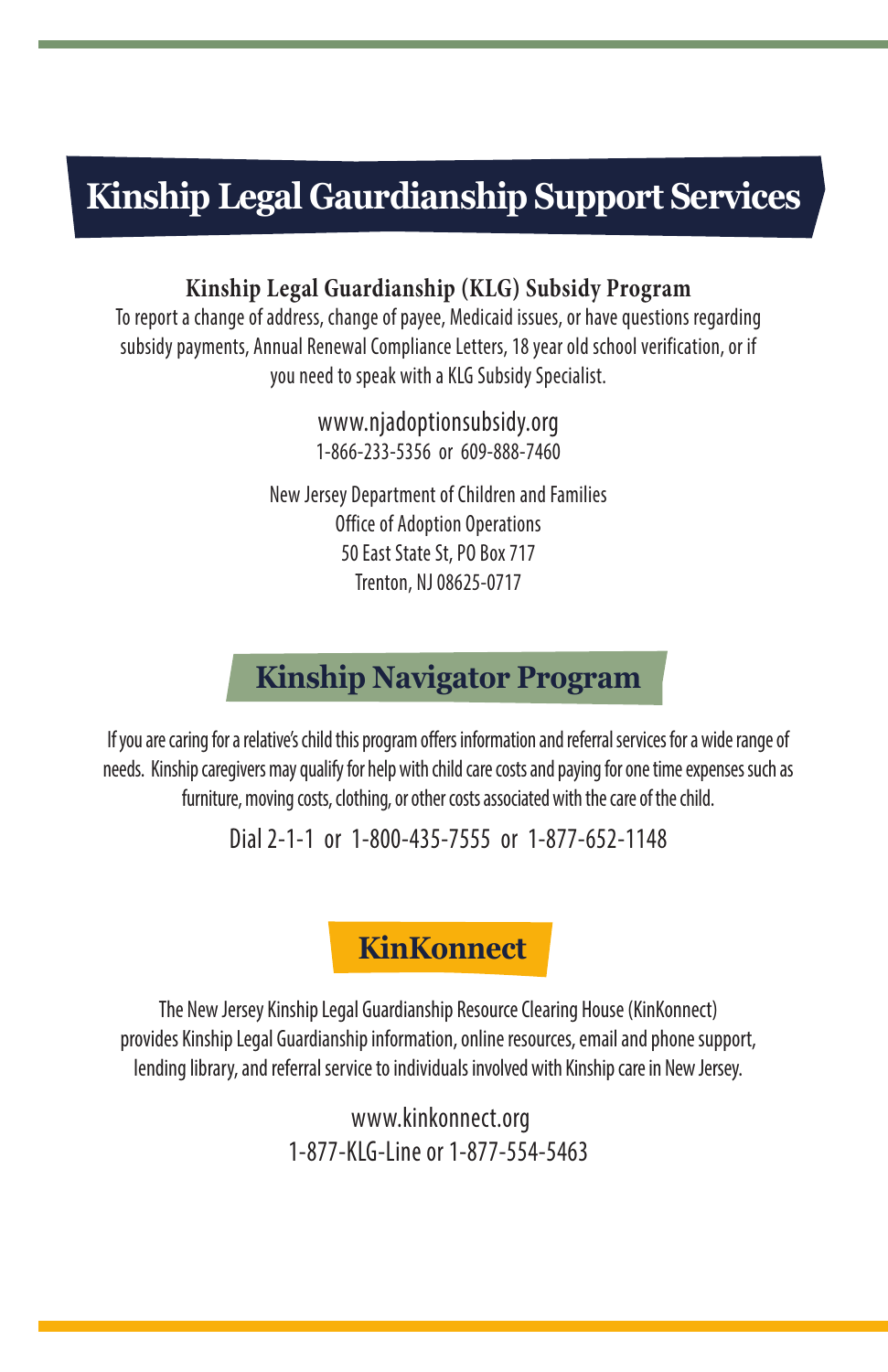# Kinship Legal Gaurdianship Support Services

### Kinship Legal Guardianship (KLG) Subsidy Program

To report a change of address, change of payee, Medicaid issues, or have questions regarding subsidy payments, Annual Renewal Compliance Letters, 18 year old school verification, or if you need to speak with a KLG Subsidy Specialist.

www.njadoptionsubsidy.org
1-866-233-5356 or 609-888-7460

New Jersey Department of Children and Families
Office of Adoption Operations
50 East State St, PO Box 717
Trenton, NJ 08625-0717

## Kinship Navigator Program

If you are caring for a relative's child this program offers information and referral services for a wide range of needs. Kinship caregivers may qualify for help with child care costs and paying for one time expenses such as furniture, moving costs, clothing, or other costs associated with the care of the child.

Dial 2-1-1 or 1-800-435-7555 or 1-877-652-1148

## KinKonnect

The New Jersey Kinship Legal Guardianship Resource Clearing House (KinKonnect) provides Kinship Legal Guardianship information, online resources, email and phone support, lending library, and referral service to individuals involved with Kinship care in New Jersey.

www.kinkonnect.org
1-877-KLG-Line or 1-877-554-5463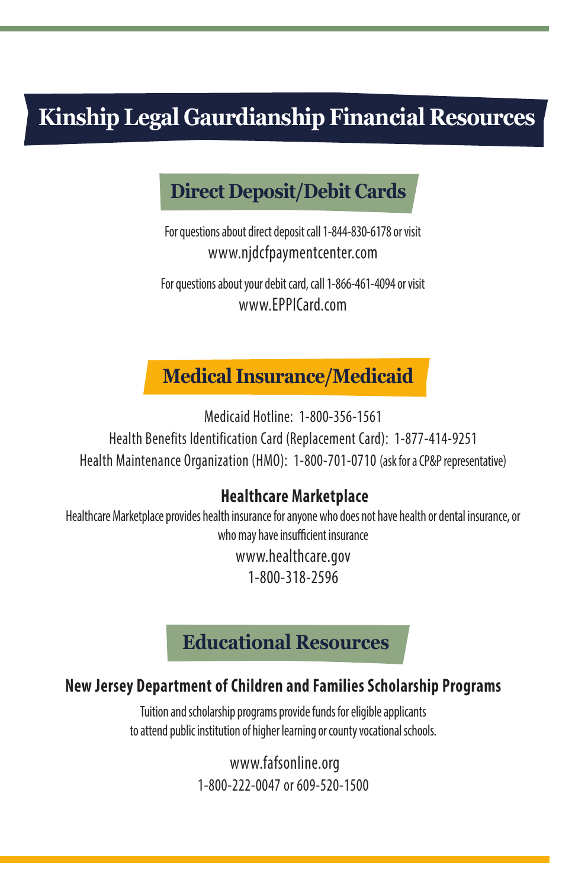# Kinship Legal Gaurdianship Financial Resources

## Direct Deposit/Debit Cards

For questions about direct deposit call 1-844-830-6178 or visit
www.njdcfpaymentcenter.com

For questions about your debit card, call 1-866-461-4094 or visit
www.EPPICard.com

## Medical Insurance/Medicaid

Medicaid Hotline: 1-800-356-1561
Health Benefits Identification Card (Replacement Card): 1-877-414-9251
Health Maintenance Organization (HMO): 1-800-701-0710 (ask for a CP&P representative)

### Healthcare Marketplace

Healthcare Marketplace provides health insurance for anyone who does not have health or dental insurance, or who may have insufficient insurance
www.healthcare.gov
1-800-318-2596

## Educational Resources

### New Jersey Department of Children and Families Scholarship Programs

Tuition and scholarship programs provide funds for eligible applicants to attend public institution of higher learning or county vocational schools.

www.fafsonline.org
1-800-222-0047 or 609-520-1500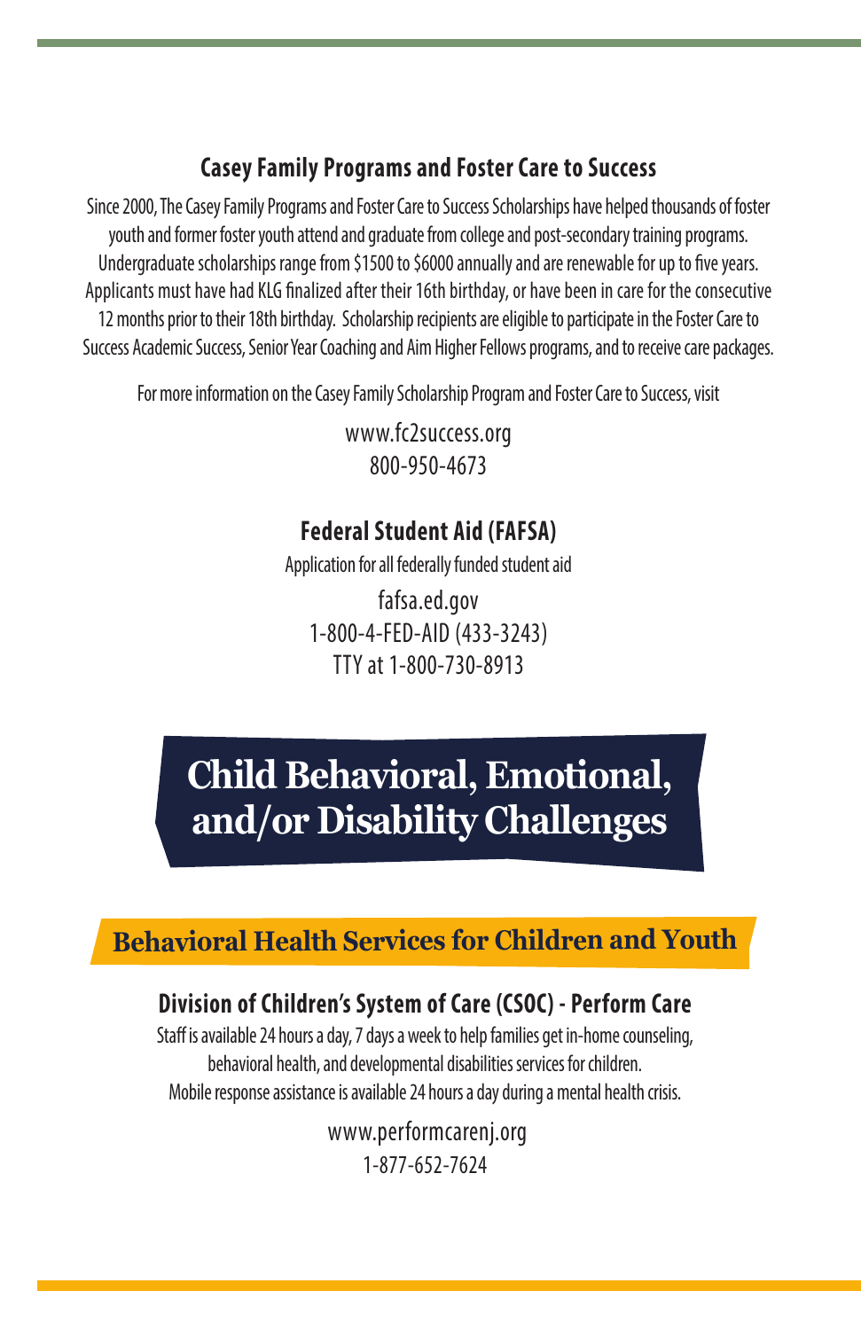### Casey Family Programs and Foster Care to Success

Since 2000, The Casey Family Programs and Foster Care to Success Scholarships have helped thousands of foster youth and former foster youth attend and graduate from college and post-secondary training programs. Undergraduate scholarships range from $1500 to $6000 annually and are renewable for up to five years. Applicants must have had KLG finalized after their 16th birthday, or have been in care for the consecutive 12 months prior to their 18th birthday. Scholarship recipients are eligible to participate in the Foster Care to Success Academic Success, Senior Year Coaching and Aim Higher Fellows programs, and to receive care packages.

For more information on the Casey Family Scholarship Program and Foster Care to Success, visit

www.fc2success.org
800-950-4673

### Federal Student Aid (FAFSA)

Application for all federally funded student aid

fafsa.ed.gov
1-800-4-FED-AID (433-3243)
TTY at 1-800-730-8913

# Child Behavioral, Emotional, and/or Disability Challenges

## Behavioral Health Services for Children and Youth

### Division of Children's System of Care (CSOC) - Perform Care

Staff is available 24 hours a day, 7 days a week to help families get in-home counseling, behavioral health, and developmental disabilities services for children. Mobile response assistance is available 24 hours a day during a mental health crisis.

www.performcarenj.org
1-877-652-7624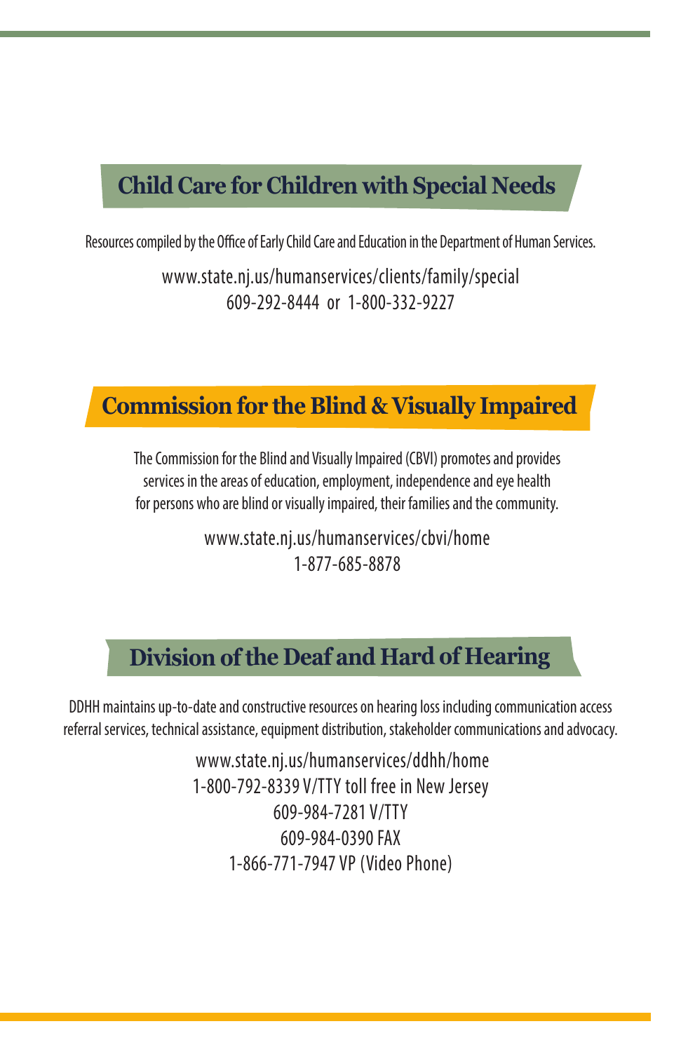## Child Care for Children with Special Needs

Resources compiled by the Office of Early Child Care and Education in the Department of Human Services.

www.state.nj.us/humanservices/clients/family/special
609-292-8444 or 1-800-332-9227

## Commission for the Blind & Visually Impaired

The Commission for the Blind and Visually Impaired (CBVI) promotes and provides services in the areas of education, employment, independence and eye health for persons who are blind or visually impaired, their families and the community.

www.state.nj.us/humanservices/cbvi/home
1-877-685-8878

## Division of the Deaf and Hard of Hearing

DDHH maintains up-to-date and constructive resources on hearing loss including communication access referral services, technical assistance, equipment distribution, stakeholder communications and advocacy.

www.state.nj.us/humanservices/ddhh/home
1-800-792-8339 V/TTY toll free in New Jersey
609-984-7281 V/TTY
609-984-0390 FAX
1-866-771-7947 VP (Video Phone)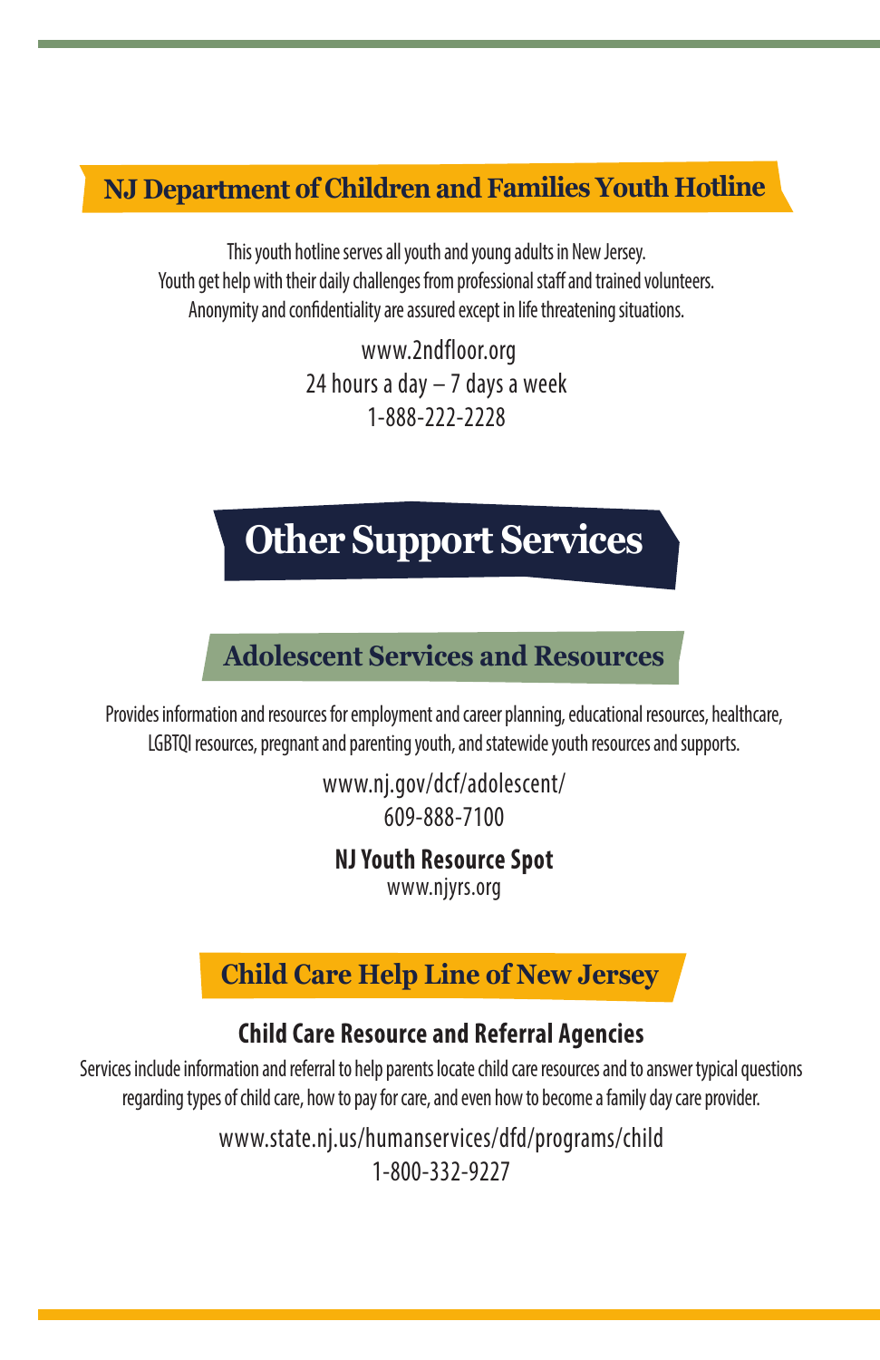## NJ Department of Children and Families Youth Hotline

This youth hotline serves all youth and young adults in New Jersey.
Youth get help with their daily challenges from professional staff and trained volunteers.
Anonymity and confidentiality are assured except in life threatening situations.

www.2ndfloor.org
24 hours a day – 7 days a week
1-888-222-2228

# Other Support Services

## Adolescent Services and Resources

Provides information and resources for employment and career planning, educational resources, healthcare, LGBTQI resources, pregnant and parenting youth, and statewide youth resources and supports.

www.nj.gov/dcf/adolescent/
609-888-7100

**NJ Youth Resource Spot**
www.njyrs.org

## Child Care Help Line of New Jersey

### Child Care Resource and Referral Agencies

Services include information and referral to help parents locate child care resources and to answer typical questions regarding types of child care, how to pay for care, and even how to become a family day care provider.

www.state.nj.us/humanservices/dfd/programs/child
1-800-332-9227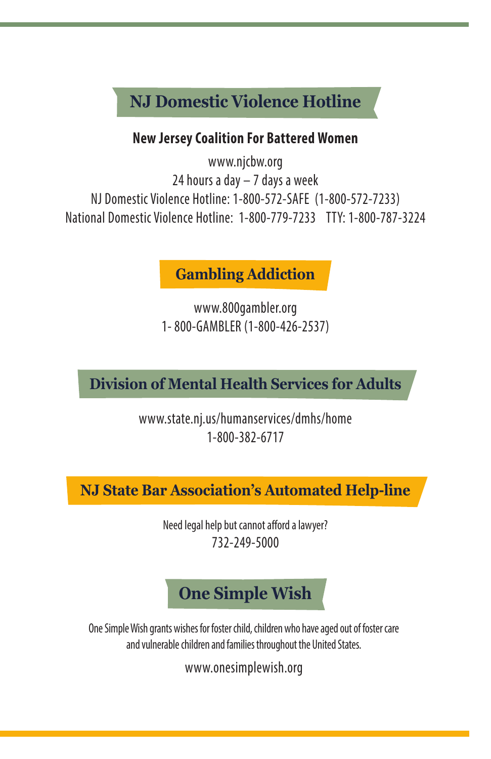## NJ Domestic Violence Hotline

**New Jersey Coalition For Battered Women**

www.njcbw.org
24 hours a day – 7 days a week
NJ Domestic Violence Hotline: 1-800-572-SAFE (1-800-572-7233)
National Domestic Violence Hotline: 1-800-779-7233 TTY: 1-800-787-3224

## Gambling Addiction

www.800gambler.org
1- 800-GAMBLER (1-800-426-2537)

## Division of Mental Health Services for Adults

www.state.nj.us/humanservices/dmhs/home
1-800-382-6717

## NJ State Bar Association's Automated Help-line

Need legal help but cannot afford a lawyer?
732-249-5000

## One Simple Wish

One Simple Wish grants wishes for foster child, children who have aged out of foster care and vulnerable children and families throughout the United States.

www.onesimplewish.org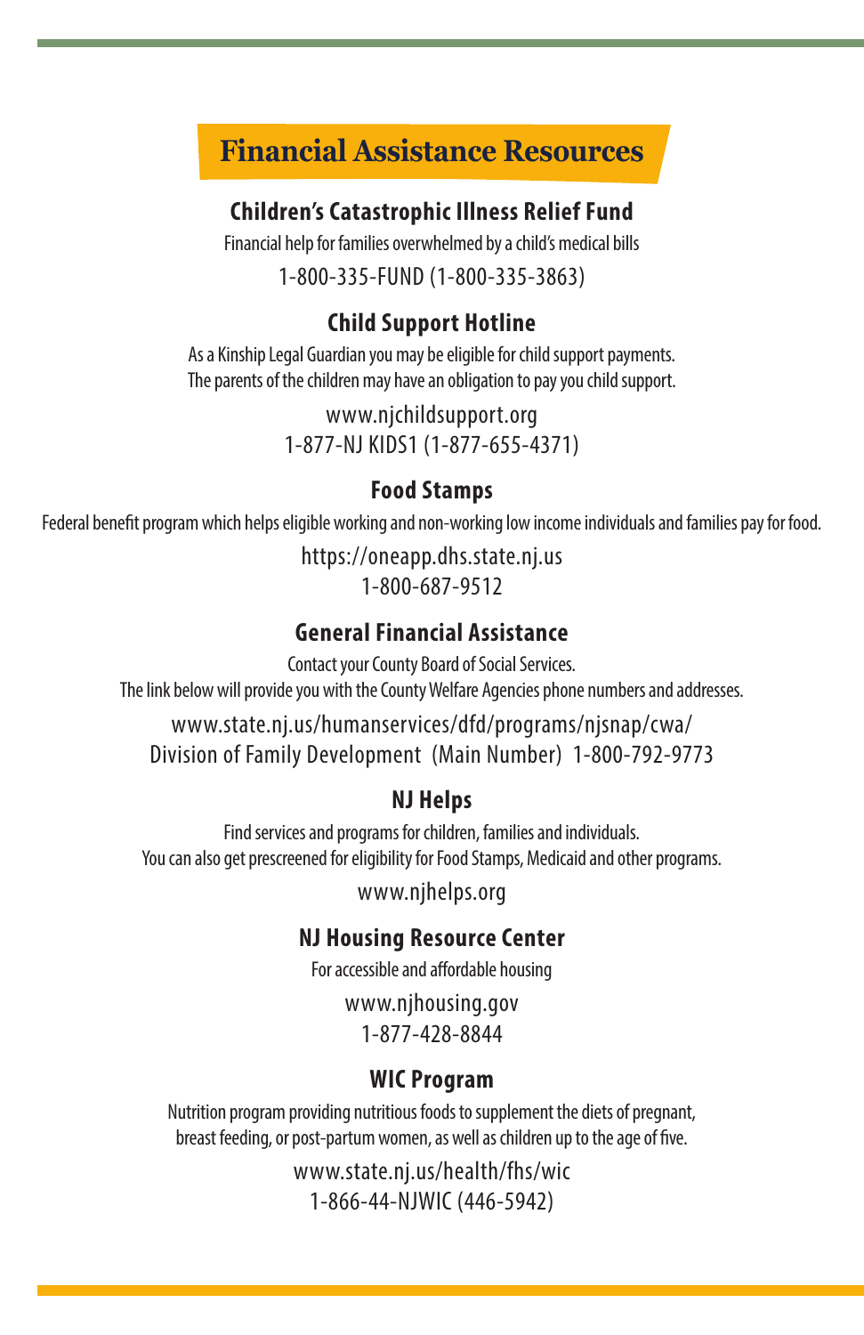# Financial Assistance Resources

### Children's Catastrophic Illness Relief Fund

Financial help for families overwhelmed by a child's medical bills

1-800-335-FUND (1-800-335-3863)

### Child Support Hotline

As a Kinship Legal Guardian you may be eligible for child support payments.
The parents of the children may have an obligation to pay you child support.

www.njchildsupport.org
1-877-NJ KIDS1 (1-877-655-4371)

### Food Stamps

Federal benefit program which helps eligible working and non-working low income individuals and families pay for food.

https://oneapp.dhs.state.nj.us
1-800-687-9512

### General Financial Assistance

Contact your County Board of Social Services.
The link below will provide you with the County Welfare Agencies phone numbers and addresses.

www.state.nj.us/humanservices/dfd/programs/njsnap/cwa/
Division of Family Development (Main Number) 1-800-792-9773

### NJ Helps

Find services and programs for children, families and individuals.
You can also get prescreened for eligibility for Food Stamps, Medicaid and other programs.

www.njhelps.org

### NJ Housing Resource Center

For accessible and affordable housing

www.njhousing.gov
1-877-428-8844

### WIC Program

Nutrition program providing nutritious foods to supplement the diets of pregnant, breast feeding, or post-partum women, as well as children up to the age of five.

www.state.nj.us/health/fhs/wic
1-866-44-NJWIC (446-5942)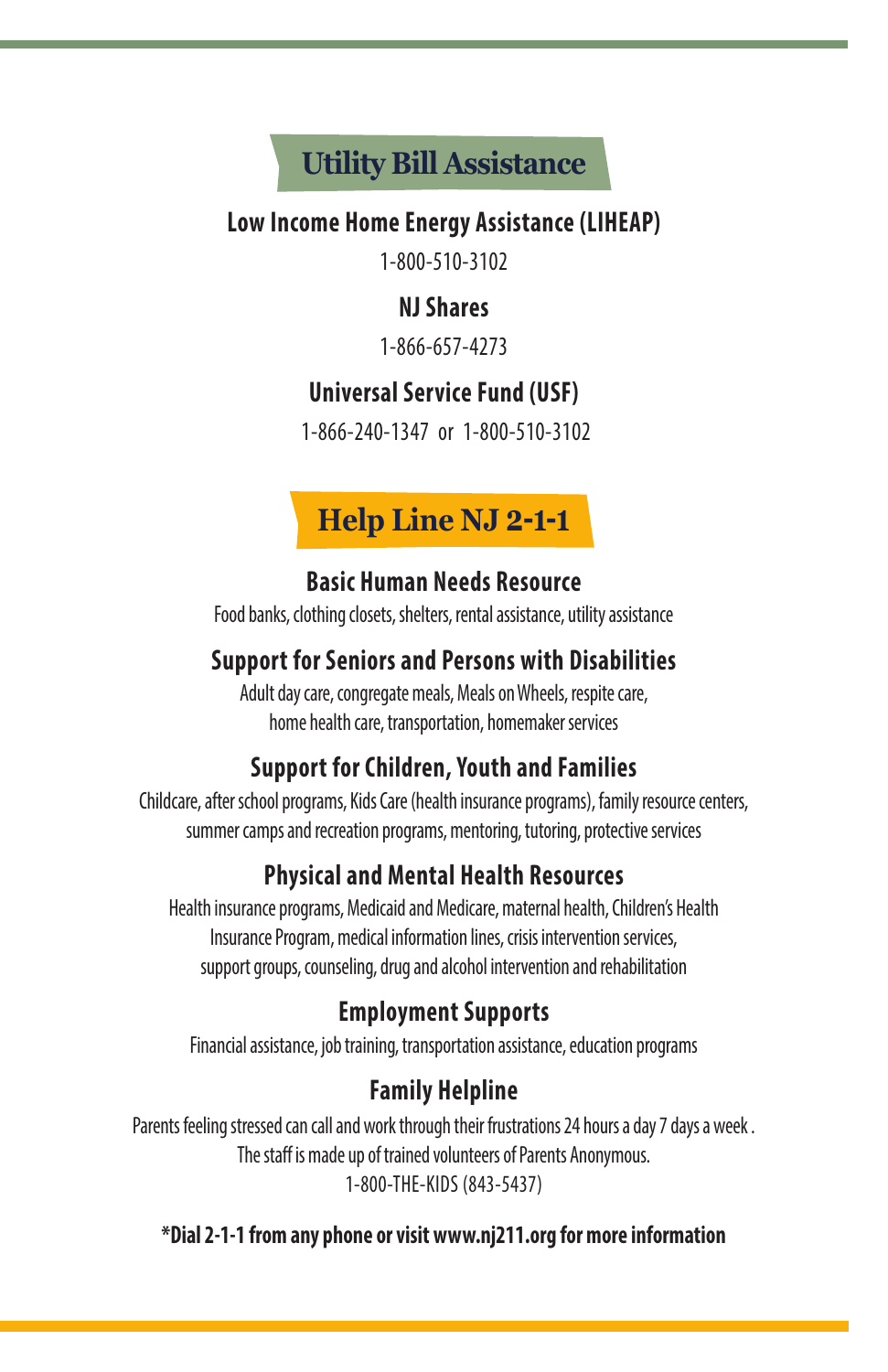# Utility Bill Assistance

### Low Income Home Energy Assistance (LIHEAP)

1-800-510-3102

### NJ Shares

1-866-657-4273

### Universal Service Fund (USF)

1-866-240-1347 or 1-800-510-3102

# Help Line NJ 2-1-1

### Basic Human Needs Resource

Food banks, clothing closets, shelters, rental assistance, utility assistance

### Support for Seniors and Persons with Disabilities

Adult day care, congregate meals, Meals on Wheels, respite care, home health care, transportation, homemaker services

### Support for Children, Youth and Families

Childcare, after school programs, Kids Care (health insurance programs), family resource centers, summer camps and recreation programs, mentoring, tutoring, protective services

### Physical and Mental Health Resources

Health insurance programs, Medicaid and Medicare, maternal health, Children's Health Insurance Program, medical information lines, crisis intervention services, support groups, counseling, drug and alcohol intervention and rehabilitation

### Employment Supports

Financial assistance, job training, transportation assistance, education programs

### Family Helpline

Parents feeling stressed can call and work through their frustrations 24 hours a day 7 days a week . The staff is made up of trained volunteers of Parents Anonymous.
1-800-THE-KIDS (843-5437)

**\*Dial 2-1-1 from any phone or visit www.nj211.org for more information**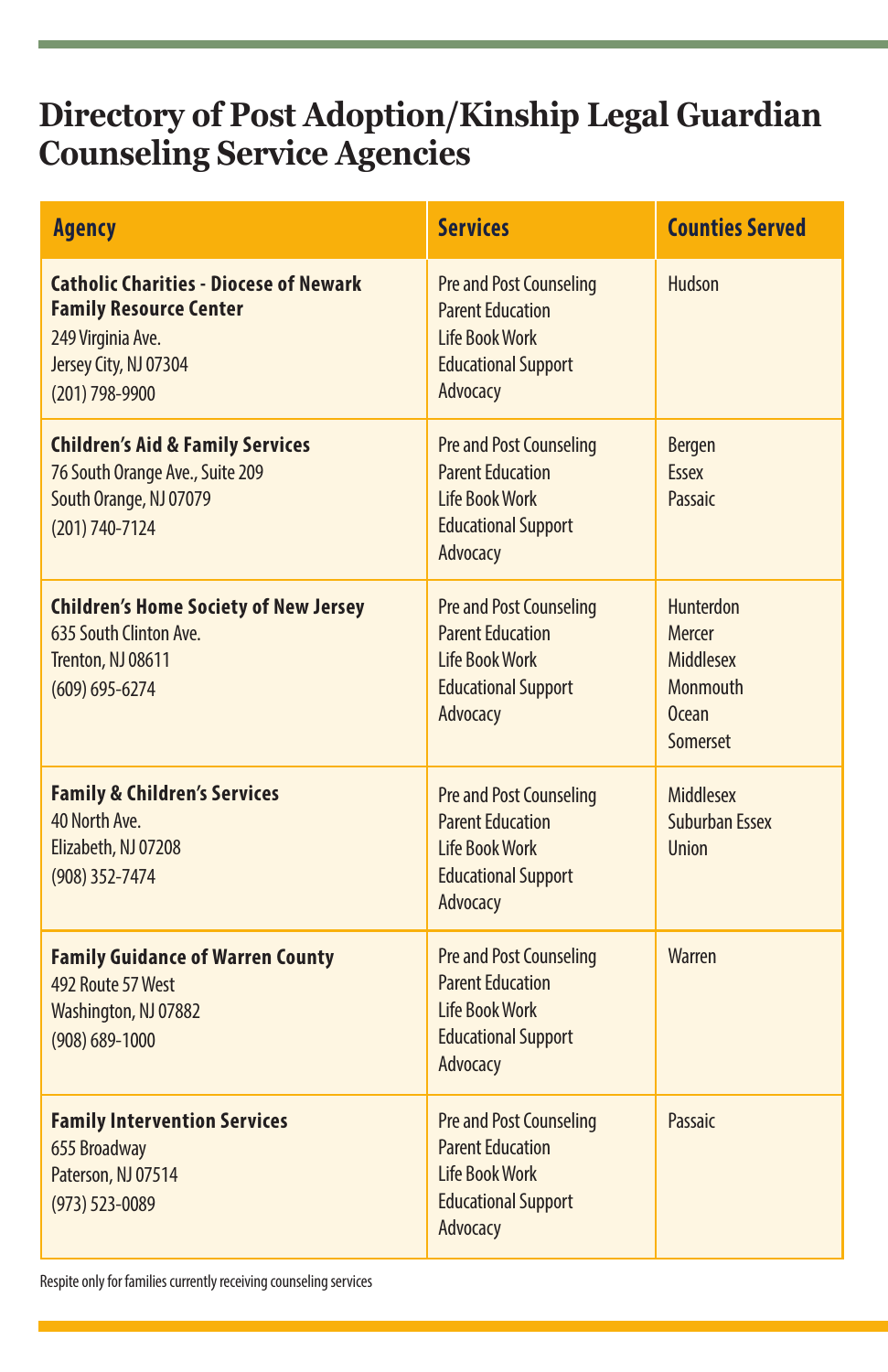# Directory of Post Adoption/Kinship Legal Guardian Counseling Service Agencies

| Agency | Services | Counties Served |
|---|---|---|
| **Catholic Charities - Diocese of Newark Family Resource Center**<br>249 Virginia Ave.<br>Jersey City, NJ 07304<br>(201) 798-9900 | Pre and Post Counseling<br>Parent Education<br>Life Book Work<br>Educational Support<br>Advocacy | Hudson |
| **Children's Aid & Family Services**<br>76 South Orange Ave., Suite 209<br>South Orange, NJ 07079<br>(201) 740-7124 | Pre and Post Counseling<br>Parent Education<br>Life Book Work<br>Educational Support<br>Advocacy | Bergen<br>Essex<br>Passaic |
| **Children's Home Society of New Jersey**<br>635 South Clinton Ave.<br>Trenton, NJ 08611<br>(609) 695-6274 | Pre and Post Counseling<br>Parent Education<br>Life Book Work<br>Educational Support<br>Advocacy | Hunterdon<br>Mercer<br>Middlesex<br>Monmouth<br>Ocean<br>Somerset |
| **Family & Children's Services**<br>40 North Ave.<br>Elizabeth, NJ 07208<br>(908) 352-7474 | Pre and Post Counseling<br>Parent Education<br>Life Book Work<br>Educational Support<br>Advocacy | Middlesex<br>Suburban Essex<br>Union |
| **Family Guidance of Warren County**<br>492 Route 57 West<br>Washington, NJ 07882<br>(908) 689-1000 | Pre and Post Counseling<br>Parent Education<br>Life Book Work<br>Educational Support<br>Advocacy | Warren |
| **Family Intervention Services**<br>655 Broadway<br>Paterson, NJ 07514<br>(973) 523-0089 | Pre and Post Counseling<br>Parent Education<br>Life Book Work<br>Educational Support<br>Advocacy | Passaic |

Respite only for families currently receiving counseling services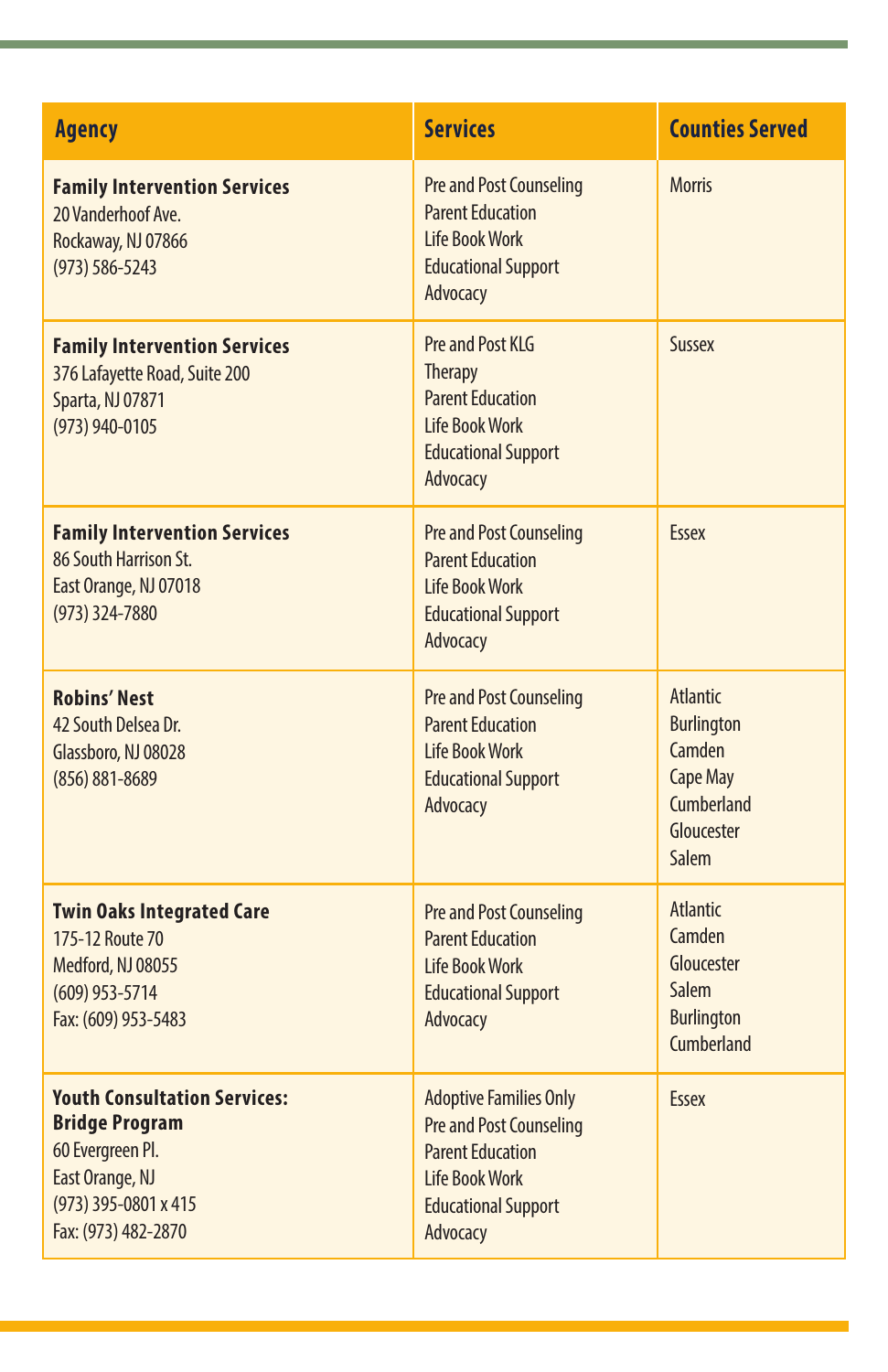| Agency | Services | Counties Served |
|---|---|---|
| **Family Intervention Services**<br>20 Vanderhoof Ave.<br>Rockaway, NJ 07866<br>(973) 586-5243 | Pre and Post Counseling<br>Parent Education<br>Life Book Work<br>Educational Support<br>Advocacy | Morris |
| **Family Intervention Services**<br>376 Lafayette Road, Suite 200<br>Sparta, NJ 07871<br>(973) 940-0105 | Pre and Post KLG<br>Therapy<br>Parent Education<br>Life Book Work<br>Educational Support<br>Advocacy | Sussex |
| **Family Intervention Services**<br>86 South Harrison St.<br>East Orange, NJ 07018<br>(973) 324-7880 | Pre and Post Counseling<br>Parent Education<br>Life Book Work<br>Educational Support<br>Advocacy | Essex |
| **Robins' Nest**<br>42 South Delsea Dr.<br>Glassboro, NJ 08028<br>(856) 881-8689 | Pre and Post Counseling<br>Parent Education<br>Life Book Work<br>Educational Support<br>Advocacy | Atlantic<br>Burlington<br>Camden<br>Cape May<br>Cumberland<br>Gloucester<br>Salem |
| **Twin Oaks Integrated Care**<br>175-12 Route 70<br>Medford, NJ 08055<br>(609) 953-5714<br>Fax: (609) 953-5483 | Pre and Post Counseling<br>Parent Education<br>Life Book Work<br>Educational Support<br>Advocacy | Atlantic<br>Camden<br>Gloucester<br>Salem<br>Burlington<br>Cumberland |
| **Youth Consultation Services: Bridge Program**<br>60 Evergreen Pl.<br>East Orange, NJ<br>(973) 395-0801 x 415<br>Fax: (973) 482-2870 | Adoptive Families Only<br>Pre and Post Counseling<br>Parent Education<br>Life Book Work<br>Educational Support<br>Advocacy | Essex |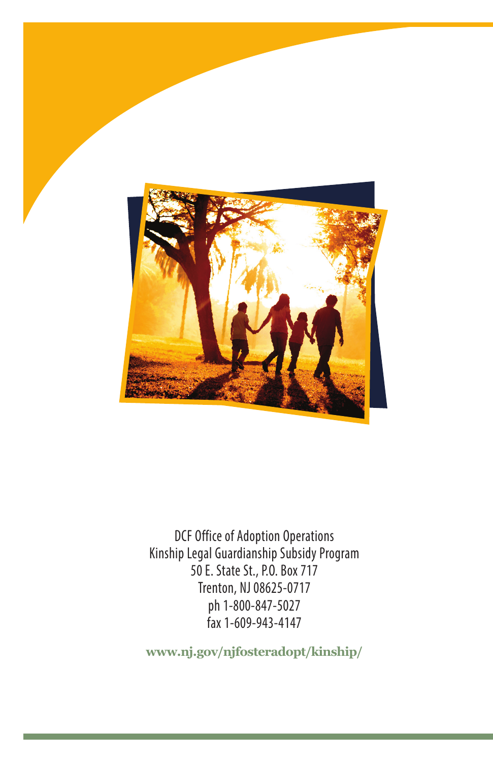DCF Office of Adoption Operations
Kinship Legal Guardianship Subsidy Program
50 E. State St., P.O. Box 717
Trenton, NJ 08625-0717
ph 1-800-847-5027
fax 1-609-943-4147

**www.nj.gov/njfosteradopt/kinship/**